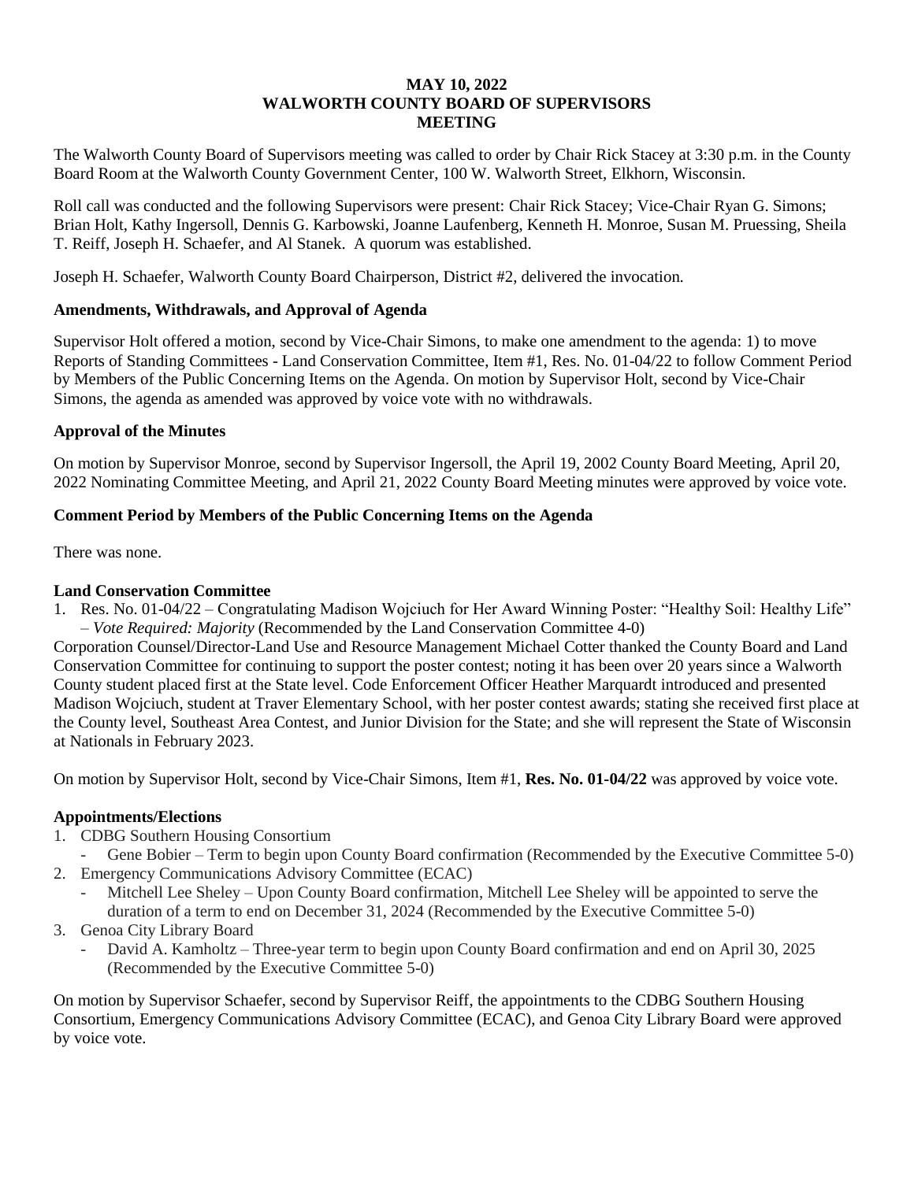**MAY 10, 2022**
**WALWORTH COUNTY BOARD OF SUPERVISORS**
**MEETING**

The Walworth County Board of Supervisors meeting was called to order by Chair Rick Stacey at 3:30 p.m. in the County Board Room at the Walworth County Government Center, 100 W. Walworth Street, Elkhorn, Wisconsin.

Roll call was conducted and the following Supervisors were present: Chair Rick Stacey; Vice-Chair Ryan G. Simons; Brian Holt, Kathy Ingersoll, Dennis G. Karbowski, Joanne Laufenberg, Kenneth H. Monroe, Susan M. Pruessing, Sheila T. Reiff, Joseph H. Schaefer, and Al Stanek. A quorum was established.

Joseph H. Schaefer, Walworth County Board Chairperson, District #2, delivered the invocation.

**Amendments, Withdrawals, and Approval of Agenda**

Supervisor Holt offered a motion, second by Vice-Chair Simons, to make one amendment to the agenda: 1) to move Reports of Standing Committees - Land Conservation Committee, Item #1, Res. No. 01-04/22 to follow Comment Period by Members of the Public Concerning Items on the Agenda. On motion by Supervisor Holt, second by Vice-Chair Simons, the agenda as amended was approved by voice vote with no withdrawals.

**Approval of the Minutes**

On motion by Supervisor Monroe, second by Supervisor Ingersoll, the April 19, 2002 County Board Meeting, April 20, 2022 Nominating Committee Meeting, and April 21, 2022 County Board Meeting minutes were approved by voice vote.

**Comment Period by Members of the Public Concerning Items on the Agenda**

There was none.

**Land Conservation Committee**

1. Res. No. 01-04/22 – Congratulating Madison Wojciuch for Her Award Winning Poster: "Healthy Soil: Healthy Life" – *Vote Required: Majority* (Recommended by the Land Conservation Committee 4-0)

Corporation Counsel/Director-Land Use and Resource Management Michael Cotter thanked the County Board and Land Conservation Committee for continuing to support the poster contest; noting it has been over 20 years since a Walworth County student placed first at the State level. Code Enforcement Officer Heather Marquardt introduced and presented Madison Wojciuch, student at Traver Elementary School, with her poster contest awards; stating she received first place at the County level, Southeast Area Contest, and Junior Division for the State; and she will represent the State of Wisconsin at Nationals in February 2023.

On motion by Supervisor Holt, second by Vice-Chair Simons, Item #1, **Res. No. 01-04/22** was approved by voice vote.

**Appointments/Elections**

1. CDBG Southern Housing Consortium
   - Gene Bobier – Term to begin upon County Board confirmation (Recommended by the Executive Committee 5-0)
2. Emergency Communications Advisory Committee (ECAC)
   - Mitchell Lee Sheley – Upon County Board confirmation, Mitchell Lee Sheley will be appointed to serve the duration of a term to end on December 31, 2024 (Recommended by the Executive Committee 5-0)
3. Genoa City Library Board
   - David A. Kamholtz – Three-year term to begin upon County Board confirmation and end on April 30, 2025 (Recommended by the Executive Committee 5-0)

On motion by Supervisor Schaefer, second by Supervisor Reiff, the appointments to the CDBG Southern Housing Consortium, Emergency Communications Advisory Committee (ECAC), and Genoa City Library Board were approved by voice vote.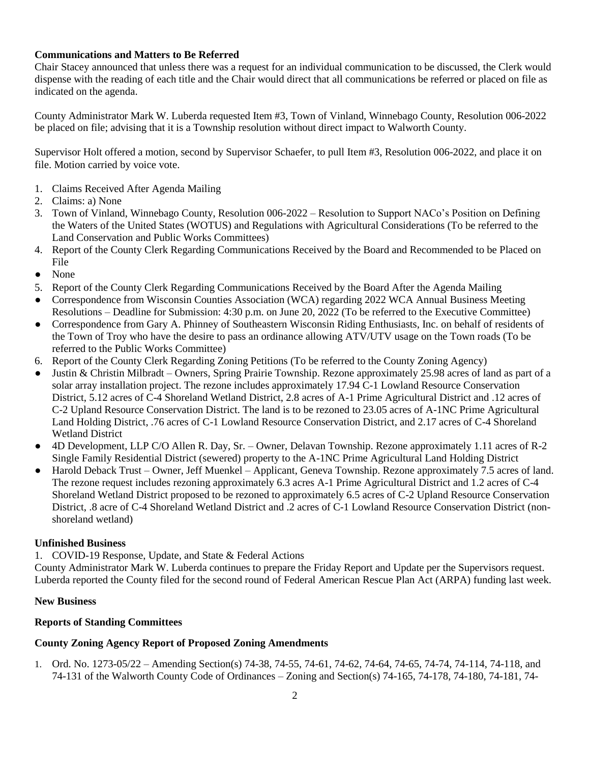**Communications and Matters to Be Referred**

Chair Stacey announced that unless there was a request for an individual communication to be discussed, the Clerk would dispense with the reading of each title and the Chair would direct that all communications be referred or placed on file as indicated on the agenda.

County Administrator Mark W. Luberda requested Item #3, Town of Vinland, Winnebago County, Resolution 006-2022 be placed on file; advising that it is a Township resolution without direct impact to Walworth County.

Supervisor Holt offered a motion, second by Supervisor Schaefer, to pull Item #3, Resolution 006-2022, and place it on file. Motion carried by voice vote.

1. Claims Received After Agenda Mailing
2. Claims: a) None
3. Town of Vinland, Winnebago County, Resolution 006-2022 – Resolution to Support NACo's Position on Defining the Waters of the United States (WOTUS) and Regulations with Agricultural Considerations (To be referred to the Land Conservation and Public Works Committees)
4. Report of the County Clerk Regarding Communications Received by the Board and Recommended to be Placed on File

- None

5. Report of the County Clerk Regarding Communications Received by the Board After the Agenda Mailing

- Correspondence from Wisconsin Counties Association (WCA) regarding 2022 WCA Annual Business Meeting Resolutions – Deadline for Submission: 4:30 p.m. on June 20, 2022 (To be referred to the Executive Committee)
- Correspondence from Gary A. Phinney of Southeastern Wisconsin Riding Enthusiasts, Inc. on behalf of residents of the Town of Troy who have the desire to pass an ordinance allowing ATV/UTV usage on the Town roads (To be referred to the Public Works Committee)

6. Report of the County Clerk Regarding Zoning Petitions (To be referred to the County Zoning Agency)

- Justin & Christin Milbradt – Owners, Spring Prairie Township. Rezone approximately 25.98 acres of land as part of a solar array installation project. The rezone includes approximately 17.94 C-1 Lowland Resource Conservation District, 5.12 acres of C-4 Shoreland Wetland District, 2.8 acres of A-1 Prime Agricultural District and .12 acres of C-2 Upland Resource Conservation District. The land is to be rezoned to 23.05 acres of A-1NC Prime Agricultural Land Holding District, .76 acres of C-1 Lowland Resource Conservation District, and 2.17 acres of C-4 Shoreland Wetland District
- 4D Development, LLP C/O Allen R. Day, Sr. – Owner, Delavan Township. Rezone approximately 1.11 acres of R-2 Single Family Residential District (sewered) property to the A-1NC Prime Agricultural Land Holding District
- Harold Deback Trust – Owner, Jeff Muenkel – Applicant, Geneva Township. Rezone approximately 7.5 acres of land. The rezone request includes rezoning approximately 6.3 acres A-1 Prime Agricultural District and 1.2 acres of C-4 Shoreland Wetland District proposed to be rezoned to approximately 6.5 acres of C-2 Upland Resource Conservation District, .8 acre of C-4 Shoreland Wetland District and .2 acres of C-1 Lowland Resource Conservation District (non-shoreland wetland)

**Unfinished Business**

1. COVID-19 Response, Update, and State & Federal Actions

County Administrator Mark W. Luberda continues to prepare the Friday Report and Update per the Supervisors request. Luberda reported the County filed for the second round of Federal American Rescue Plan Act (ARPA) funding last week.

**New Business**

**Reports of Standing Committees**

**County Zoning Agency Report of Proposed Zoning Amendments**

1. Ord. No. 1273-05/22 – Amending Section(s) 74-38, 74-55, 74-61, 74-62, 74-64, 74-65, 74-74, 74-114, 74-118, and 74-131 of the Walworth County Code of Ordinances – Zoning and Section(s) 74-165, 74-178, 74-180, 74-181, 74-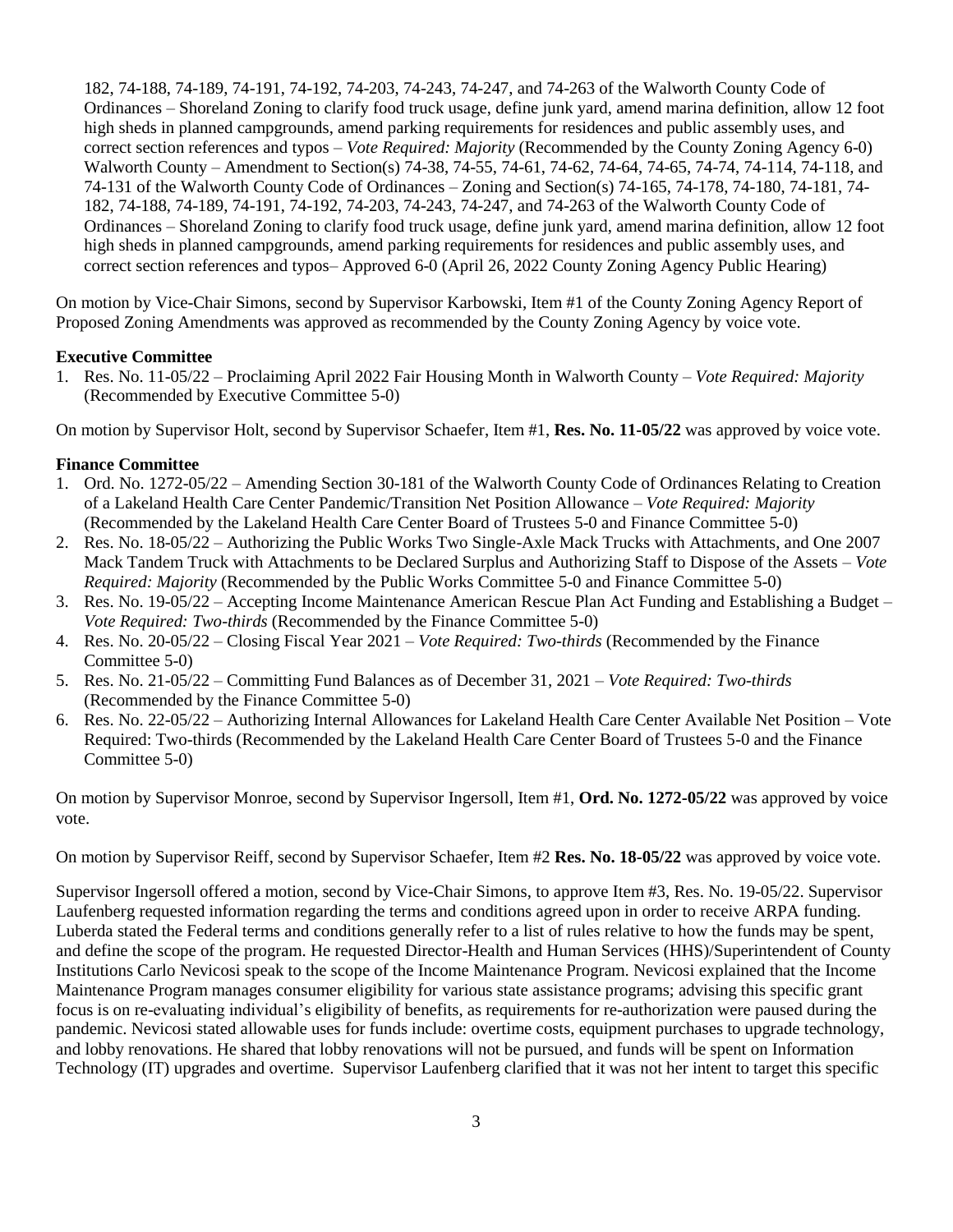182, 74-188, 74-189, 74-191, 74-192, 74-203, 74-243, 74-247, and 74-263 of the Walworth County Code of Ordinances – Shoreland Zoning to clarify food truck usage, define junk yard, amend marina definition, allow 12 foot high sheds in planned campgrounds, amend parking requirements for residences and public assembly uses, and correct section references and typos – *Vote Required: Majority* (Recommended by the County Zoning Agency 6-0)
Walworth County – Amendment to Section(s) 74-38, 74-55, 74-61, 74-62, 74-64, 74-65, 74-74, 74-114, 74-118, and 74-131 of the Walworth County Code of Ordinances – Zoning and Section(s) 74-165, 74-178, 74-180, 74-181, 74-182, 74-188, 74-189, 74-191, 74-192, 74-203, 74-243, 74-247, and 74-263 of the Walworth County Code of Ordinances – Shoreland Zoning to clarify food truck usage, define junk yard, amend marina definition, allow 12 foot high sheds in planned campgrounds, amend parking requirements for residences and public assembly uses, and correct section references and typos– Approved 6-0 (April 26, 2022 County Zoning Agency Public Hearing)

On motion by Vice-Chair Simons, second by Supervisor Karbowski, Item #1 of the County Zoning Agency Report of Proposed Zoning Amendments was approved as recommended by the County Zoning Agency by voice vote.

**Executive Committee**

1. Res. No. 11-05/22 – Proclaiming April 2022 Fair Housing Month in Walworth County – *Vote Required: Majority* (Recommended by Executive Committee 5-0)

On motion by Supervisor Holt, second by Supervisor Schaefer, Item #1, **Res. No. 11-05/22** was approved by voice vote.

**Finance Committee**

1. Ord. No. 1272-05/22 – Amending Section 30-181 of the Walworth County Code of Ordinances Relating to Creation of a Lakeland Health Care Center Pandemic/Transition Net Position Allowance – *Vote Required: Majority* (Recommended by the Lakeland Health Care Center Board of Trustees 5-0 and Finance Committee 5-0)
2. Res. No. 18-05/22 – Authorizing the Public Works Two Single-Axle Mack Trucks with Attachments, and One 2007 Mack Tandem Truck with Attachments to be Declared Surplus and Authorizing Staff to Dispose of the Assets – *Vote Required: Majority* (Recommended by the Public Works Committee 5-0 and Finance Committee 5-0)
3. Res. No. 19-05/22 – Accepting Income Maintenance American Rescue Plan Act Funding and Establishing a Budget – *Vote Required: Two-thirds* (Recommended by the Finance Committee 5-0)
4. Res. No. 20-05/22 – Closing Fiscal Year 2021 – *Vote Required: Two-thirds* (Recommended by the Finance Committee 5-0)
5. Res. No. 21-05/22 – Committing Fund Balances as of December 31, 2021 – *Vote Required: Two-thirds* (Recommended by the Finance Committee 5-0)
6. Res. No. 22-05/22 – Authorizing Internal Allowances for Lakeland Health Care Center Available Net Position – Vote Required: Two-thirds (Recommended by the Lakeland Health Care Center Board of Trustees 5-0 and the Finance Committee 5-0)

On motion by Supervisor Monroe, second by Supervisor Ingersoll, Item #1, **Ord. No. 1272-05/22** was approved by voice vote.

On motion by Supervisor Reiff, second by Supervisor Schaefer, Item #2 **Res. No. 18-05/22** was approved by voice vote.

Supervisor Ingersoll offered a motion, second by Vice-Chair Simons, to approve Item #3, Res. No. 19-05/22. Supervisor Laufenberg requested information regarding the terms and conditions agreed upon in order to receive ARPA funding. Luberda stated the Federal terms and conditions generally refer to a list of rules relative to how the funds may be spent, and define the scope of the program. He requested Director-Health and Human Services (HHS)/Superintendent of County Institutions Carlo Nevicosi speak to the scope of the Income Maintenance Program. Nevicosi explained that the Income Maintenance Program manages consumer eligibility for various state assistance programs; advising this specific grant focus is on re-evaluating individual's eligibility of benefits, as requirements for re-authorization were paused during the pandemic. Nevicosi stated allowable uses for funds include: overtime costs, equipment purchases to upgrade technology, and lobby renovations. He shared that lobby renovations will not be pursued, and funds will be spent on Information Technology (IT) upgrades and overtime. Supervisor Laufenberg clarified that it was not her intent to target this specific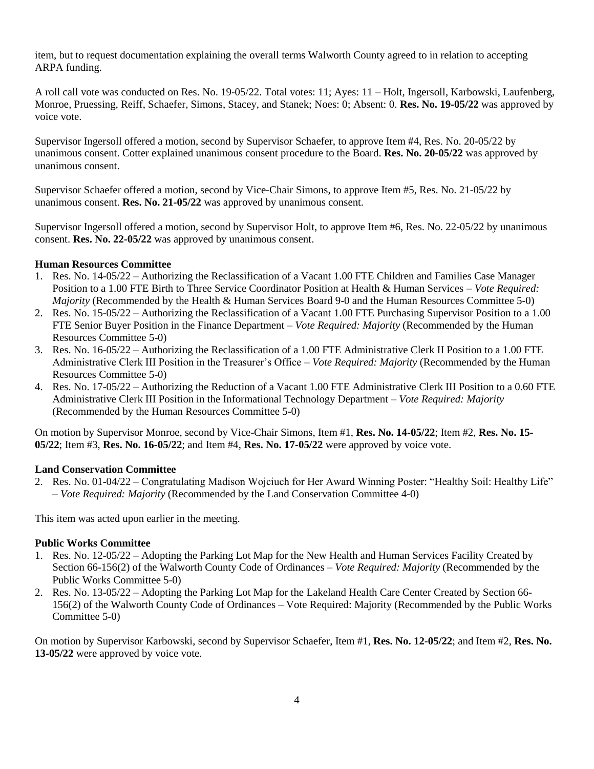item, but to request documentation explaining the overall terms Walworth County agreed to in relation to accepting ARPA funding.

A roll call vote was conducted on Res. No. 19-05/22. Total votes: 11; Ayes: 11 – Holt, Ingersoll, Karbowski, Laufenberg, Monroe, Pruessing, Reiff, Schaefer, Simons, Stacey, and Stanek; Noes: 0; Absent: 0. **Res. No. 19-05/22** was approved by voice vote.

Supervisor Ingersoll offered a motion, second by Supervisor Schaefer, to approve Item #4, Res. No. 20-05/22 by unanimous consent. Cotter explained unanimous consent procedure to the Board. **Res. No. 20-05/22** was approved by unanimous consent.

Supervisor Schaefer offered a motion, second by Vice-Chair Simons, to approve Item #5, Res. No. 21-05/22 by unanimous consent. **Res. No. 21-05/22** was approved by unanimous consent.

Supervisor Ingersoll offered a motion, second by Supervisor Holt, to approve Item #6, Res. No. 22-05/22 by unanimous consent. **Res. No. 22-05/22** was approved by unanimous consent.

**Human Resources Committee**

1. Res. No. 14-05/22 – Authorizing the Reclassification of a Vacant 1.00 FTE Children and Families Case Manager Position to a 1.00 FTE Birth to Three Service Coordinator Position at Health & Human Services – *Vote Required: Majority* (Recommended by the Health & Human Services Board 9-0 and the Human Resources Committee 5-0)
2. Res. No. 15-05/22 – Authorizing the Reclassification of a Vacant 1.00 FTE Purchasing Supervisor Position to a 1.00 FTE Senior Buyer Position in the Finance Department – *Vote Required: Majority* (Recommended by the Human Resources Committee 5-0)
3. Res. No. 16-05/22 – Authorizing the Reclassification of a 1.00 FTE Administrative Clerk II Position to a 1.00 FTE Administrative Clerk III Position in the Treasurer's Office – *Vote Required: Majority* (Recommended by the Human Resources Committee 5-0)
4. Res. No. 17-05/22 – Authorizing the Reduction of a Vacant 1.00 FTE Administrative Clerk III Position to a 0.60 FTE Administrative Clerk III Position in the Informational Technology Department – *Vote Required: Majority* (Recommended by the Human Resources Committee 5-0)

On motion by Supervisor Monroe, second by Vice-Chair Simons, Item #1, **Res. No. 14-05/22**; Item #2, **Res. No. 15-05/22**; Item #3, **Res. No. 16-05/22**; and Item #4, **Res. No. 17-05/22** were approved by voice vote.

**Land Conservation Committee**

2. Res. No. 01-04/22 – Congratulating Madison Wojciuch for Her Award Winning Poster: "Healthy Soil: Healthy Life" – *Vote Required: Majority* (Recommended by the Land Conservation Committee 4-0)

This item was acted upon earlier in the meeting.

**Public Works Committee**

1. Res. No. 12-05/22 – Adopting the Parking Lot Map for the New Health and Human Services Facility Created by Section 66-156(2) of the Walworth County Code of Ordinances – *Vote Required: Majority* (Recommended by the Public Works Committee 5-0)
2. Res. No. 13-05/22 – Adopting the Parking Lot Map for the Lakeland Health Care Center Created by Section 66-156(2) of the Walworth County Code of Ordinances – Vote Required: Majority (Recommended by the Public Works Committee 5-0)

On motion by Supervisor Karbowski, second by Supervisor Schaefer, Item #1, **Res. No. 12-05/22**; and Item #2, **Res. No. 13-05/22** were approved by voice vote.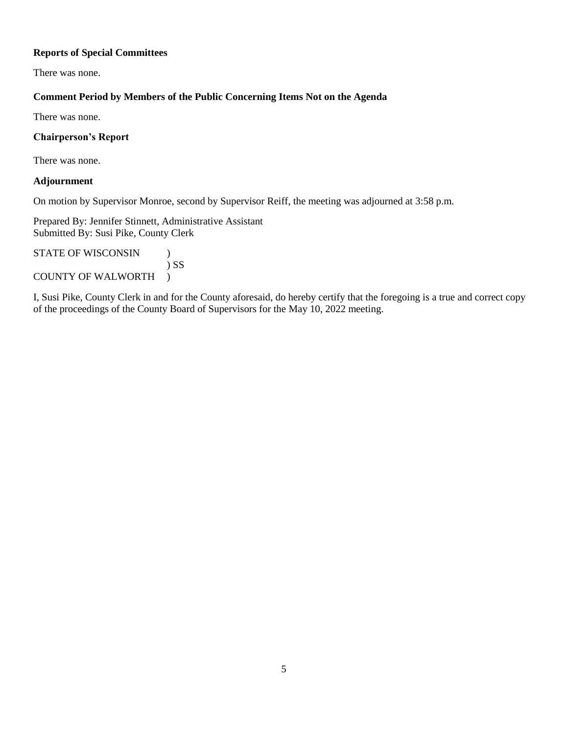**Reports of Special Committees**

There was none.

**Comment Period by Members of the Public Concerning Items Not on the Agenda**

There was none.

**Chairperson's Report**

There was none.

**Adjournment**

On motion by Supervisor Monroe, second by Supervisor Reiff, the meeting was adjourned at 3:58 p.m.

Prepared By: Jennifer Stinnett, Administrative Assistant
Submitted By: Susi Pike, County Clerk

STATE OF WISCONSIN )
) SS
COUNTY OF WALWORTH )

I, Susi Pike, County Clerk in and for the County aforesaid, do hereby certify that the foregoing is a true and correct copy of the proceedings of the County Board of Supervisors for the May 10, 2022 meeting.